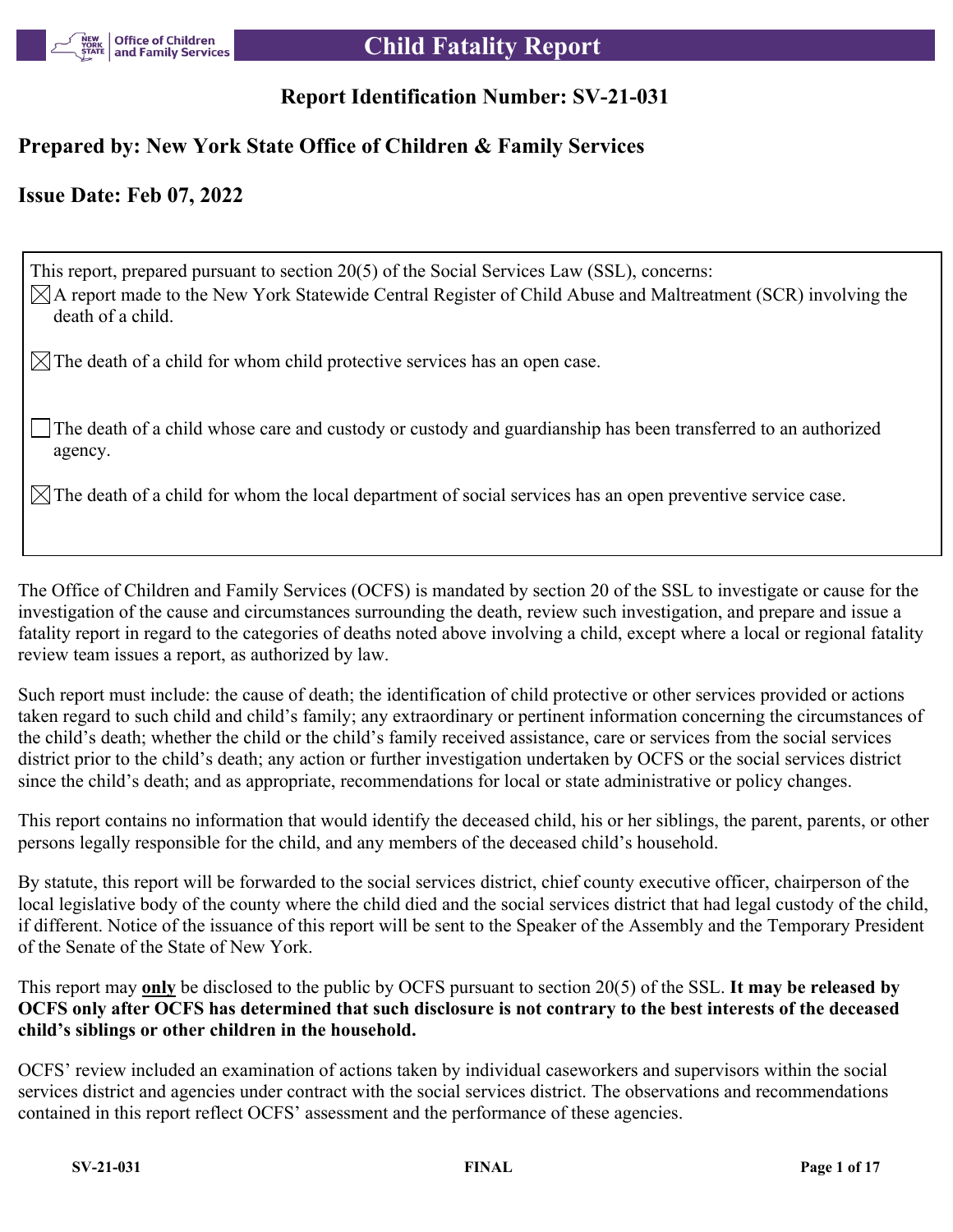# Child Fatality Report

## Report Identification Number: SV-21-031

## Prepared by: New York State Office of Children & Family Services

## Issue Date: Feb 07, 2022

This report, prepared pursuant to section 20(5) of the Social Services Law (SSL), concerns:

- [x] A report made to the New York Statewide Central Register of Child Abuse and Maltreatment (SCR) involving the death of a child.
- [x] The death of a child for whom child protective services has an open case.
- [ ] The death of a child whose care and custody or custody and guardianship has been transferred to an authorized agency.
- [x] The death of a child for whom the local department of social services has an open preventive service case.

The Office of Children and Family Services (OCFS) is mandated by section 20 of the SSL to investigate or cause for the investigation of the cause and circumstances surrounding the death, review such investigation, and prepare and issue a fatality report in regard to the categories of deaths noted above involving a child, except where a local or regional fatality review team issues a report, as authorized by law.

Such report must include: the cause of death; the identification of child protective or other services provided or actions taken regard to such child and child's family; any extraordinary or pertinent information concerning the circumstances of the child's death; whether the child or the child's family received assistance, care or services from the social services district prior to the child's death; any action or further investigation undertaken by OCFS or the social services district since the child's death; and as appropriate, recommendations for local or state administrative or policy changes.

This report contains no information that would identify the deceased child, his or her siblings, the parent, parents, or other persons legally responsible for the child, and any members of the deceased child's household.

By statute, this report will be forwarded to the social services district, chief county executive officer, chairperson of the local legislative body of the county where the child died and the social services district that had legal custody of the child, if different. Notice of the issuance of this report will be sent to the Speaker of the Assembly and the Temporary President of the Senate of the State of New York.

This report may **only** be disclosed to the public by OCFS pursuant to section 20(5) of the SSL. **It may be released by OCFS only after OCFS has determined that such disclosure is not contrary to the best interests of the deceased child's siblings or other children in the household.**

OCFS' review included an examination of actions taken by individual caseworkers and supervisors within the social services district and agencies under contract with the social services district. The observations and recommendations contained in this report reflect OCFS' assessment and the performance of these agencies.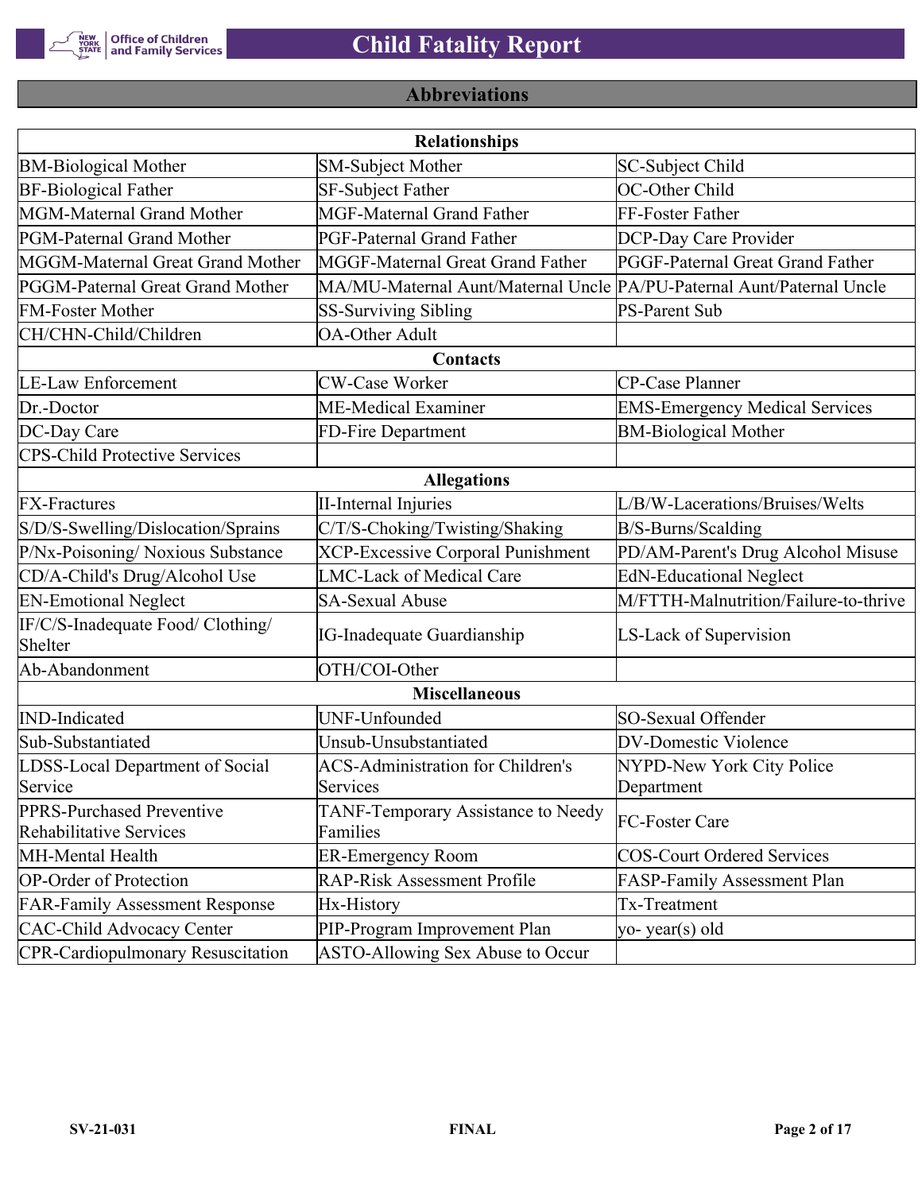## Abbreviations

| Relationships | | |
|---|---|---|
| BM-Biological Mother | SM-Subject Mother | SC-Subject Child |
| BF-Biological Father | SF-Subject Father | OC-Other Child |
| MGM-Maternal Grand Mother | MGF-Maternal Grand Father | FF-Foster Father |
| PGM-Paternal Grand Mother | PGF-Paternal Grand Father | DCP-Day Care Provider |
| MGGM-Maternal Great Grand Mother | MGGF-Maternal Great Grand Father | PGGF-Paternal Great Grand Father |
| PGGM-Paternal Great Grand Mother | MA/MU-Maternal Aunt/Maternal Uncle | PA/PU-Paternal Aunt/Paternal Uncle |
| FM-Foster Mother | SS-Surviving Sibling | PS-Parent Sub |
| CH/CHN-Child/Children | OA-Other Adult | |
| **Contacts** | | |
| LE-Law Enforcement | CW-Case Worker | CP-Case Planner |
| Dr.-Doctor | ME-Medical Examiner | EMS-Emergency Medical Services |
| DC-Day Care | FD-Fire Department | BM-Biological Mother |
| CPS-Child Protective Services | | |
| **Allegations** | | |
| FX-Fractures | II-Internal Injuries | L/B/W-Lacerations/Bruises/Welts |
| S/D/S-Swelling/Dislocation/Sprains | C/T/S-Choking/Twisting/Shaking | B/S-Burns/Scalding |
| P/Nx-Poisoning/ Noxious Substance | XCP-Excessive Corporal Punishment | PD/AM-Parent's Drug Alcohol Misuse |
| CD/A-Child's Drug/Alcohol Use | LMC-Lack of Medical Care | EdN-Educational Neglect |
| EN-Emotional Neglect | SA-Sexual Abuse | M/FTTH-Malnutrition/Failure-to-thrive |
| IF/C/S-Inadequate Food/ Clothing/ Shelter | IG-Inadequate Guardianship | LS-Lack of Supervision |
| Ab-Abandonment | OTH/COI-Other | |
| **Miscellaneous** | | |
| IND-Indicated | UNF-Unfounded | SO-Sexual Offender |
| Sub-Substantiated | Unsub-Unsubstantiated | DV-Domestic Violence |
| LDSS-Local Department of Social Service | ACS-Administration for Children's Services | NYPD-New York City Police Department |
| PPRS-Purchased Preventive Rehabilitative Services | TANF-Temporary Assistance to Needy Families | FC-Foster Care |
| MH-Mental Health | ER-Emergency Room | COS-Court Ordered Services |
| OP-Order of Protection | RAP-Risk Assessment Profile | FASP-Family Assessment Plan |
| FAR-Family Assessment Response | Hx-History | Tx-Treatment |
| CAC-Child Advocacy Center | PIP-Program Improvement Plan | yo- year(s) old |
| CPR-Cardiopulmonary Resuscitation | ASTO-Allowing Sex Abuse to Occur | |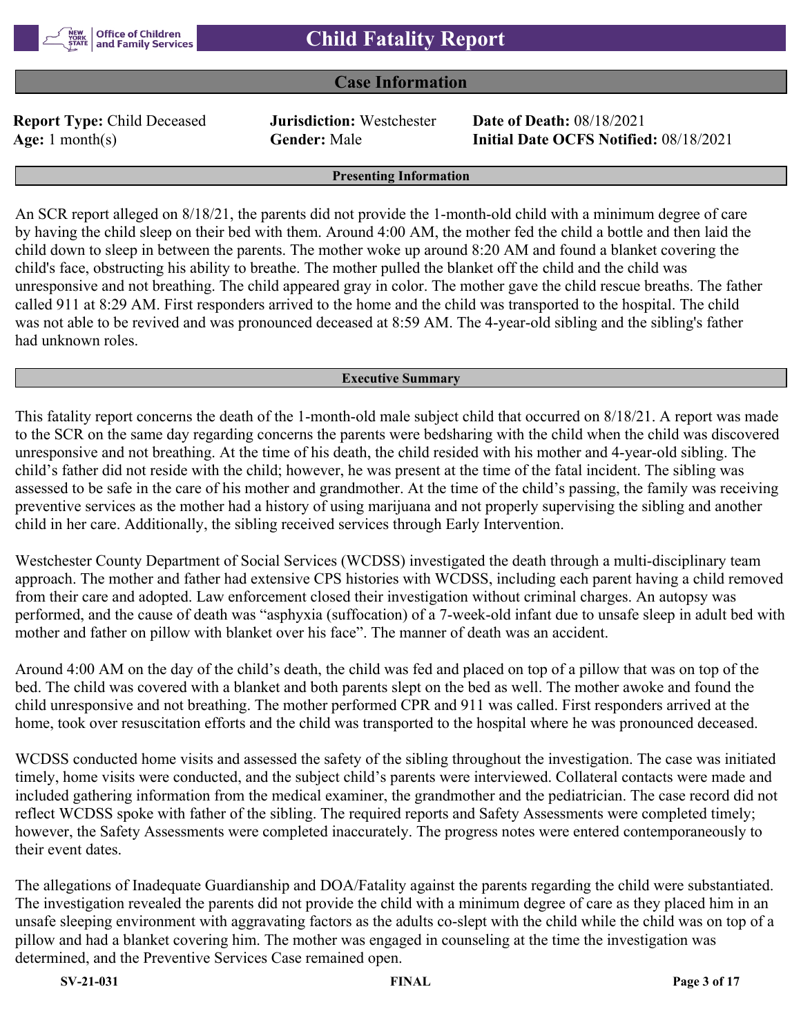# Child Fatality Report

## Case Information

**Report Type:** Child Deceased **Jurisdiction:** Westchester **Date of Death:** 08/18/2021
**Age:** 1 month(s) **Gender:** Male **Initial Date OCFS Notified:** 08/18/2021

### Presenting Information

An SCR report alleged on 8/18/21, the parents did not provide the 1-month-old child with a minimum degree of care by having the child sleep on their bed with them. Around 4:00 AM, the mother fed the child a bottle and then laid the child down to sleep in between the parents. The mother woke up around 8:20 AM and found a blanket covering the child's face, obstructing his ability to breathe. The mother pulled the blanket off the child and the child was unresponsive and not breathing. The child appeared gray in color. The mother gave the child rescue breaths. The father called 911 at 8:29 AM. First responders arrived to the home and the child was transported to the hospital. The child was not able to be revived and was pronounced deceased at 8:59 AM. The 4-year-old sibling and the sibling's father had unknown roles.

### Executive Summary

This fatality report concerns the death of the 1-month-old male subject child that occurred on 8/18/21. A report was made to the SCR on the same day regarding concerns the parents were bedsharing with the child when the child was discovered unresponsive and not breathing. At the time of his death, the child resided with his mother and 4-year-old sibling. The child's father did not reside with the child; however, he was present at the time of the fatal incident. The sibling was assessed to be safe in the care of his mother and grandmother. At the time of the child's passing, the family was receiving preventive services as the mother had a history of using marijuana and not properly supervising the sibling and another child in her care. Additionally, the sibling received services through Early Intervention.

Westchester County Department of Social Services (WCDSS) investigated the death through a multi-disciplinary team approach. The mother and father had extensive CPS histories with WCDSS, including each parent having a child removed from their care and adopted. Law enforcement closed their investigation without criminal charges. An autopsy was performed, and the cause of death was "asphyxia (suffocation) of a 7-week-old infant due to unsafe sleep in adult bed with mother and father on pillow with blanket over his face". The manner of death was an accident.

Around 4:00 AM on the day of the child's death, the child was fed and placed on top of a pillow that was on top of the bed. The child was covered with a blanket and both parents slept on the bed as well. The mother awoke and found the child unresponsive and not breathing. The mother performed CPR and 911 was called. First responders arrived at the home, took over resuscitation efforts and the child was transported to the hospital where he was pronounced deceased.

WCDSS conducted home visits and assessed the safety of the sibling throughout the investigation. The case was initiated timely, home visits were conducted, and the subject child's parents were interviewed. Collateral contacts were made and included gathering information from the medical examiner, the grandmother and the pediatrician. The case record did not reflect WCDSS spoke with father of the sibling. The required reports and Safety Assessments were completed timely; however, the Safety Assessments were completed inaccurately. The progress notes were entered contemporaneously to their event dates.

The allegations of Inadequate Guardianship and DOA/Fatality against the parents regarding the child were substantiated. The investigation revealed the parents did not provide the child with a minimum degree of care as they placed him in an unsafe sleeping environment with aggravating factors as the adults co-slept with the child while the child was on top of a pillow and had a blanket covering him. The mother was engaged in counseling at the time the investigation was determined, and the Preventive Services Case remained open.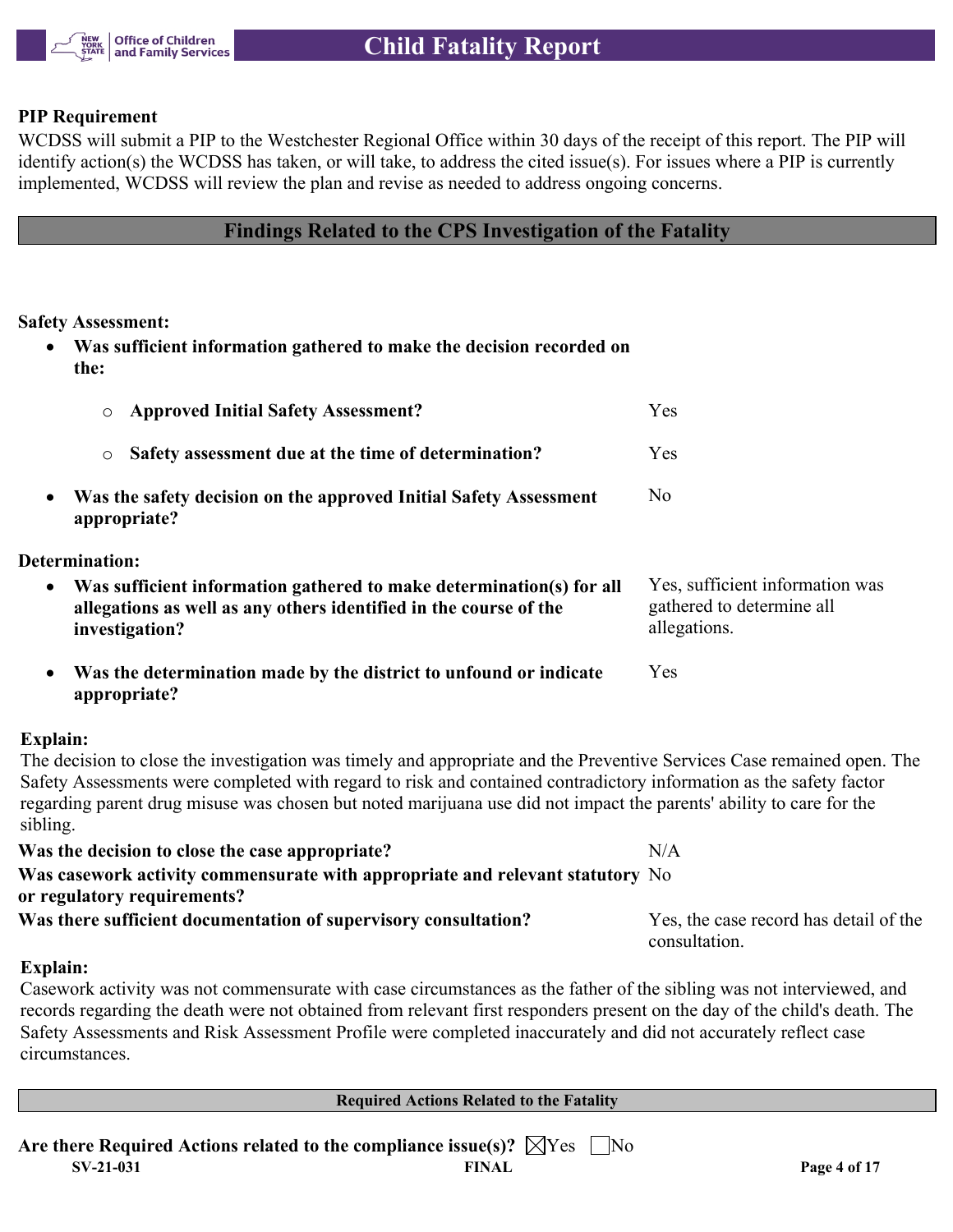**PIP Requirement**

WCDSS will submit a PIP to the Westchester Regional Office within 30 days of the receipt of this report. The PIP will identify action(s) the WCDSS has taken, or will take, to address the cited issue(s). For issues where a PIP is currently implemented, WCDSS will review the plan and revise as needed to address ongoing concerns.

## Findings Related to the CPS Investigation of the Fatality

**Safety Assessment:**

- **Was sufficient information gathered to make the decision recorded on the:**
  - **Approved Initial Safety Assessment?** Yes
  - **Safety assessment due at the time of determination?** Yes
- **Was the safety decision on the approved Initial Safety Assessment appropriate?** No

**Determination:**

- **Was sufficient information gathered to make determination(s) for all allegations as well as any others identified in the course of the investigation?** Yes, sufficient information was gathered to determine all allegations.
- **Was the determination made by the district to unfound or indicate appropriate?** Yes

**Explain:**

The decision to close the investigation was timely and appropriate and the Preventive Services Case remained open. The Safety Assessments were completed with regard to risk and contained contradictory information as the safety factor regarding parent drug misuse was chosen but noted marijuana use did not impact the parents' ability to care for the sibling.

**Was the decision to close the case appropriate?** N/A

**Was casework activity commensurate with appropriate and relevant statutory or regulatory requirements?** No

**Was there sufficient documentation of supervisory consultation?** Yes, the case record has detail of the consultation.

**Explain:**

Casework activity was not commensurate with case circumstances as the father of the sibling was not interviewed, and records regarding the death were not obtained from relevant first responders present on the day of the child's death. The Safety Assessments and Risk Assessment Profile were completed inaccurately and did not accurately reflect case circumstances.

### Required Actions Related to the Fatality

**Are there Required Actions related to the compliance issue(s)?** ☒ Yes ☐ No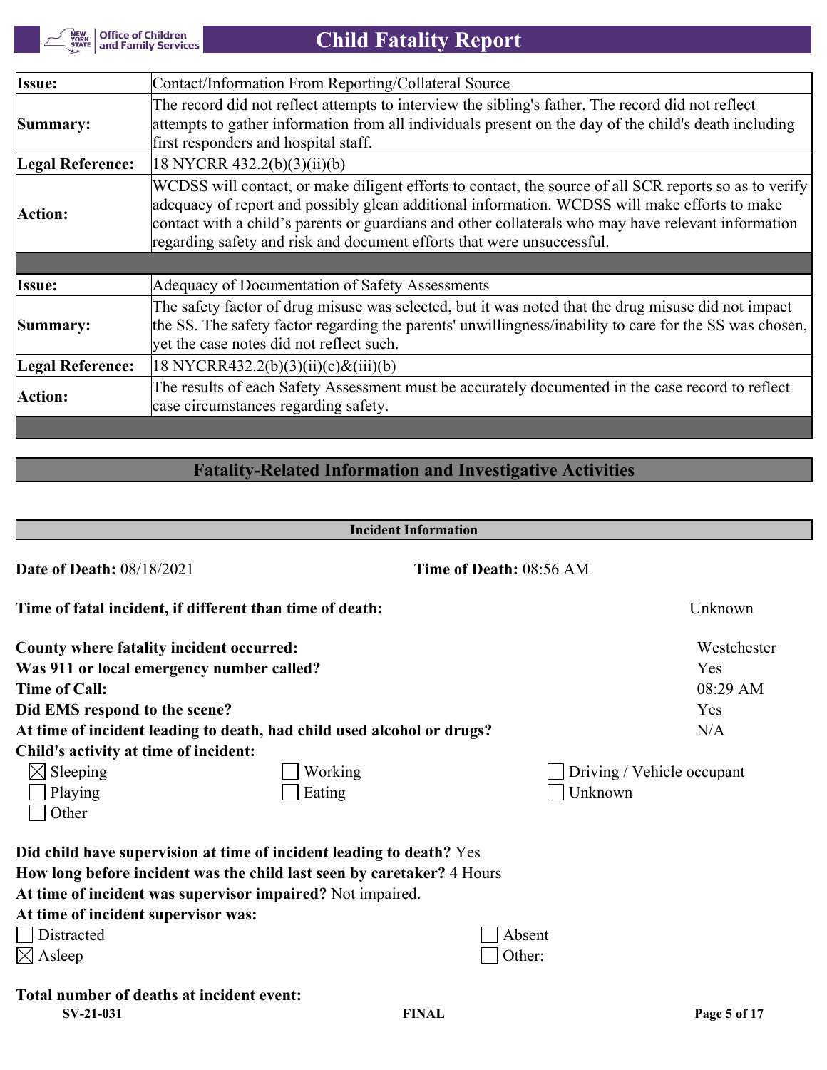| Issue: | Contact/Information From Reporting/Collateral Source |
|---|---|
| Summary: | The record did not reflect attempts to interview the sibling's father. The record did not reflect attempts to gather information from all individuals present on the day of the child's death including first responders and hospital staff. |
| Legal Reference: | 18 NYCRR 432.2(b)(3)(ii)(b) |
| Action: | WCDSS will contact, or make diligent efforts to contact, the source of all SCR reports so as to verify adequacy of report and possibly glean additional information. WCDSS will make efforts to make contact with a child's parents or guardians and other collaterals who may have relevant information regarding safety and risk and document efforts that were unsuccessful. |

| Issue: | Adequacy of Documentation of Safety Assessments |
|---|---|
| Summary: | The safety factor of drug misuse was selected, but it was noted that the drug misuse did not impact the SS. The safety factor regarding the parents' unwillingness/inability to care for the SS was chosen, yet the case notes did not reflect such. |
| Legal Reference: | 18 NYCRR432.2(b)(3)(ii)(c)&(iii)(b) |
| Action: | The results of each Safety Assessment must be accurately documented in the case record to reflect case circumstances regarding safety. |

## Fatality-Related Information and Investigative Activities

### Incident Information

**Date of Death:** 08/18/2021 **Time of Death:** 08:56 AM

**Time of fatal incident, if different than time of death:** Unknown

**County where fatality incident occurred:** Westchester
**Was 911 or local emergency number called?** Yes
**Time of Call:** 08:29 AM
**Did EMS respond to the scene?** Yes
**At time of incident leading to death, had child used alcohol or drugs?** N/A
**Child's activity at time of incident:**

- ☒ Sleeping
- ☐ Working
- ☐ Driving / Vehicle occupant
- ☐ Playing
- ☐ Eating
- ☐ Unknown
- ☐ Other

**Did child have supervision at time of incident leading to death?** Yes
**How long before incident was the child last seen by caretaker?** 4 Hours
**At time of incident was supervisor impaired?** Not impaired.
**At time of incident supervisor was:**

- ☐ Distracted
- ☐ Absent
- ☒ Asleep
- ☐ Other:

**Total number of deaths at incident event:**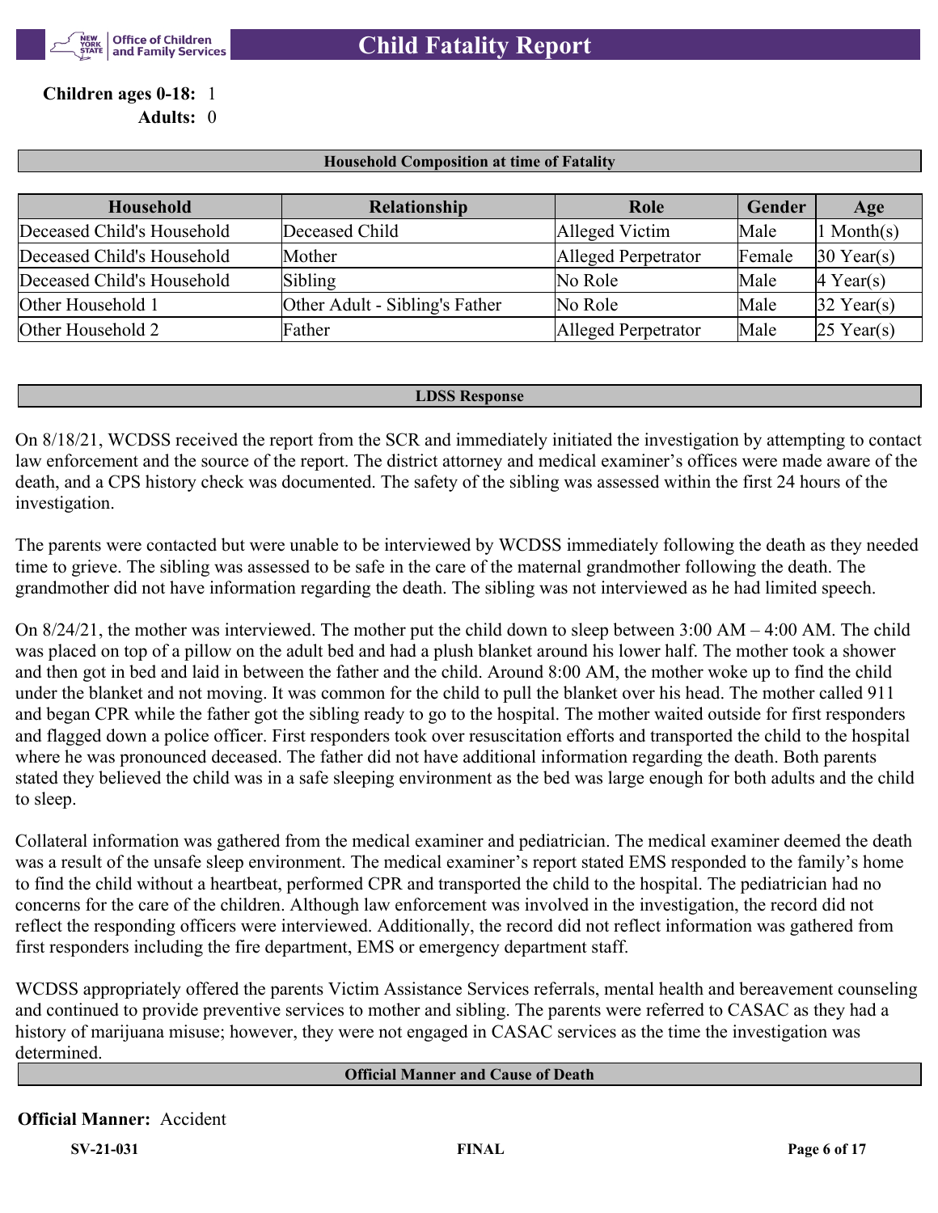**Children ages 0-18:** 1
**Adults:** 0

## Household Composition at time of Fatality

| Household | Relationship | Role | Gender | Age |
|---|---|---|---|---|
| Deceased Child's Household | Deceased Child | Alleged Victim | Male | 1 Month(s) |
| Deceased Child's Household | Mother | Alleged Perpetrator | Female | 30 Year(s) |
| Deceased Child's Household | Sibling | No Role | Male | 4 Year(s) |
| Other Household 1 | Other Adult - Sibling's Father | No Role | Male | 32 Year(s) |
| Other Household 2 | Father | Alleged Perpetrator | Male | 25 Year(s) |

## LDSS Response

On 8/18/21, WCDSS received the report from the SCR and immediately initiated the investigation by attempting to contact law enforcement and the source of the report. The district attorney and medical examiner's offices were made aware of the death, and a CPS history check was documented. The safety of the sibling was assessed within the first 24 hours of the investigation.

The parents were contacted but were unable to be interviewed by WCDSS immediately following the death as they needed time to grieve. The sibling was assessed to be safe in the care of the maternal grandmother following the death. The grandmother did not have information regarding the death. The sibling was not interviewed as he had limited speech.

On 8/24/21, the mother was interviewed. The mother put the child down to sleep between 3:00 AM – 4:00 AM. The child was placed on top of a pillow on the adult bed and had a plush blanket around his lower half. The mother took a shower and then got in bed and laid in between the father and the child. Around 8:00 AM, the mother woke up to find the child under the blanket and not moving. It was common for the child to pull the blanket over his head. The mother called 911 and began CPR while the father got the sibling ready to go to the hospital. The mother waited outside for first responders and flagged down a police officer. First responders took over resuscitation efforts and transported the child to the hospital where he was pronounced deceased. The father did not have additional information regarding the death. Both parents stated they believed the child was in a safe sleeping environment as the bed was large enough for both adults and the child to sleep.

Collateral information was gathered from the medical examiner and pediatrician. The medical examiner deemed the death was a result of the unsafe sleep environment. The medical examiner's report stated EMS responded to the family's home to find the child without a heartbeat, performed CPR and transported the child to the hospital. The pediatrician had no concerns for the care of the children. Although law enforcement was involved in the investigation, the record did not reflect the responding officers were interviewed. Additionally, the record did not reflect information was gathered from first responders including the fire department, EMS or emergency department staff.

WCDSS appropriately offered the parents Victim Assistance Services referrals, mental health and bereavement counseling and continued to provide preventive services to mother and sibling. The parents were referred to CASAC as they had a history of marijuana misuse; however, they were not engaged in CASAC services as the time the investigation was determined.

## Official Manner and Cause of Death

**Official Manner:** Accident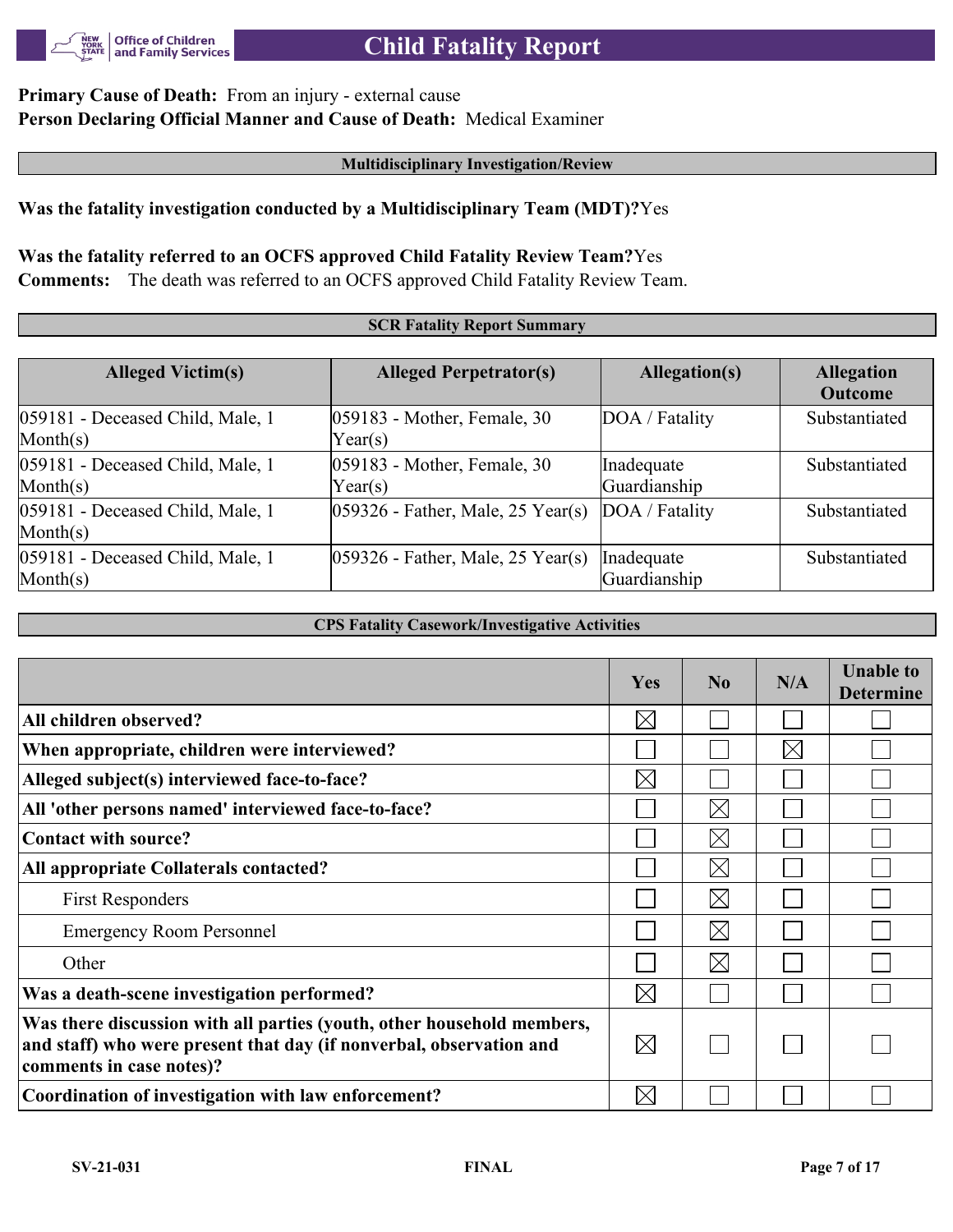**Primary Cause of Death:** From an injury - external cause
**Person Declaring Official Manner and Cause of Death:** Medical Examiner

## Multidisciplinary Investigation/Review

**Was the fatality investigation conducted by a Multidisciplinary Team (MDT)?** Yes

**Was the fatality referred to an OCFS approved Child Fatality Review Team?** Yes
**Comments:** The death was referred to an OCFS approved Child Fatality Review Team.

## SCR Fatality Report Summary

| Alleged Victim(s) | Alleged Perpetrator(s) | Allegation(s) | Allegation Outcome |
|---|---|---|---|
| 059181 - Deceased Child, Male, 1 Month(s) | 059183 - Mother, Female, 30 Year(s) | DOA / Fatality | Substantiated |
| 059181 - Deceased Child, Male, 1 Month(s) | 059183 - Mother, Female, 30 Year(s) | Inadequate Guardianship | Substantiated |
| 059181 - Deceased Child, Male, 1 Month(s) | 059326 - Father, Male, 25 Year(s) | DOA / Fatality | Substantiated |
| 059181 - Deceased Child, Male, 1 Month(s) | 059326 - Father, Male, 25 Year(s) | Inadequate Guardianship | Substantiated |

## CPS Fatality Casework/Investigative Activities

| | Yes | No | N/A | Unable to Determine |
|---|---|---|---|---|
| **All children observed?** | ☒ | ☐ | ☐ | ☐ |
| **When appropriate, children were interviewed?** | ☐ | ☐ | ☒ | ☐ |
| **Alleged subject(s) interviewed face-to-face?** | ☒ | ☐ | ☐ | ☐ |
| **All 'other persons named' interviewed face-to-face?** | ☐ | ☒ | ☐ | ☐ |
| **Contact with source?** | ☐ | ☒ | ☐ | ☐ |
| **All appropriate Collaterals contacted?** | ☐ | ☒ | ☐ | ☐ |
| First Responders | ☐ | ☒ | ☐ | ☐ |
| Emergency Room Personnel | ☐ | ☒ | ☐ | ☐ |
| Other | ☐ | ☒ | ☐ | ☐ |
| **Was a death-scene investigation performed?** | ☒ | ☐ | ☐ | ☐ |
| **Was there discussion with all parties (youth, other household members, and staff) who were present that day (if nonverbal, observation and comments in case notes)?** | ☒ | ☐ | ☐ | ☐ |
| **Coordination of investigation with law enforcement?** | ☒ | ☐ | ☐ | ☐ |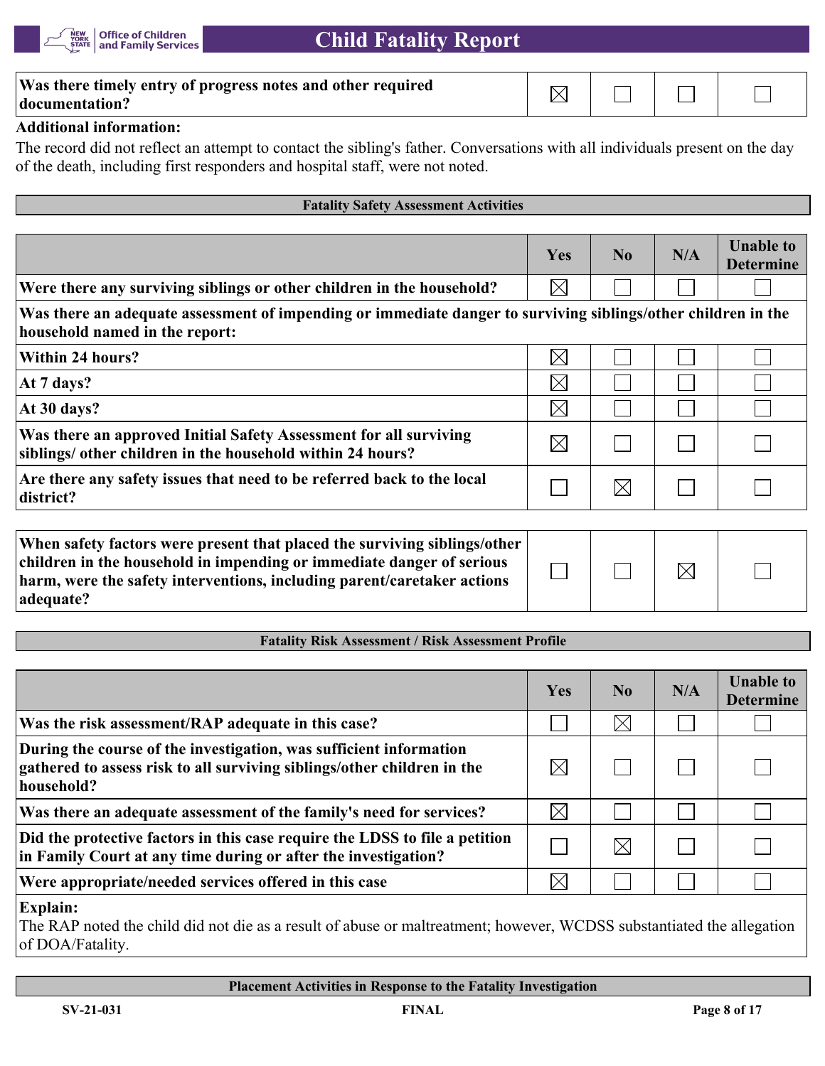| | | | | |
|---|---|---|---|---|
| **Was there timely entry of progress notes and other required documentation?** | ☒ | ☐ | ☐ | ☐ |

**Additional information:**

The record did not reflect an attempt to contact the sibling's father. Conversations with all individuals present on the day of the death, including first responders and hospital staff, were not noted.

## Fatality Safety Assessment Activities

| | Yes | No | N/A | Unable to Determine |
|---|---|---|---|---|
| **Were there any surviving siblings or other children in the household?** | ☒ | ☐ | ☐ | ☐ |
| **Was there an adequate assessment of impending or immediate danger to surviving siblings/other children in the household named in the report:** | | | | |
| **Within 24 hours?** | ☒ | ☐ | ☐ | ☐ |
| **At 7 days?** | ☒ | ☐ | ☐ | ☐ |
| **At 30 days?** | ☒ | ☐ | ☐ | ☐ |
| **Was there an approved Initial Safety Assessment for all surviving siblings/ other children in the household within 24 hours?** | ☒ | ☐ | ☐ | ☐ |
| **Are there any safety issues that need to be referred back to the local district?** | ☐ | ☒ | ☐ | ☐ |

| | | | | |
|---|---|---|---|---|
| **When safety factors were present that placed the surviving siblings/other children in the household in impending or immediate danger of serious harm, were the safety interventions, including parent/caretaker actions adequate?** | ☐ | ☐ | ☒ | ☐ |

## Fatality Risk Assessment / Risk Assessment Profile

| | Yes | No | N/A | Unable to Determine |
|---|---|---|---|---|
| **Was the risk assessment/RAP adequate in this case?** | ☐ | ☒ | ☐ | ☐ |
| **During the course of the investigation, was sufficient information gathered to assess risk to all surviving siblings/other children in the household?** | ☒ | ☐ | ☐ | ☐ |
| **Was there an adequate assessment of the family's need for services?** | ☒ | ☐ | ☐ | ☐ |
| **Did the protective factors in this case require the LDSS to file a petition in Family Court at any time during or after the investigation?** | ☐ | ☒ | ☐ | ☐ |
| **Were appropriate/needed services offered in this case** | ☒ | ☐ | ☐ | ☐ |

**Explain:**

The RAP noted the child did not die as a result of abuse or maltreatment; however, WCDSS substantiated the allegation of DOA/Fatality.

## Placement Activities in Response to the Fatality Investigation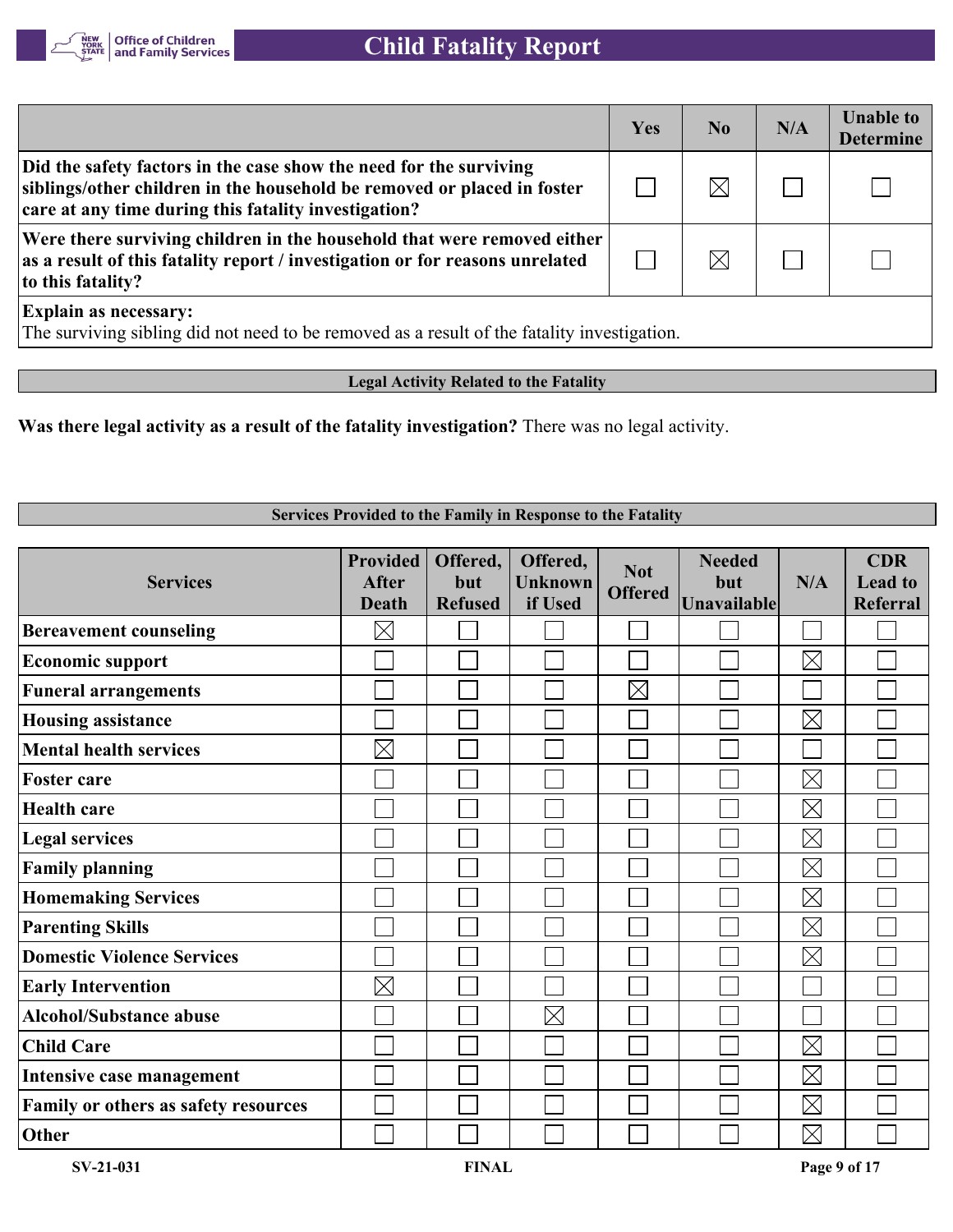| | Yes | No | N/A | Unable to Determine |
|---|---|---|---|---|
| **Did the safety factors in the case show the need for the surviving siblings/other children in the household be removed or placed in foster care at any time during this fatality investigation?** | ☐ | ☒ | ☐ | ☐ |
| **Were there surviving children in the household that were removed either as a result of this fatality report / investigation or for reasons unrelated to this fatality?** | ☐ | ☒ | ☐ | ☐ |

**Explain as necessary:**
The surviving sibling did not need to be removed as a result of the fatality investigation.

## Legal Activity Related to the Fatality

**Was there legal activity as a result of the fatality investigation?** There was no legal activity.

## Services Provided to the Family in Response to the Fatality

| Services | Provided After Death | Offered, but Refused | Offered, Unknown if Used | Not Offered | Needed but Unavailable | N/A | CDR Lead to Referral |
|---|---|---|---|---|---|---|---|
| **Bereavement counseling** | ☒ | ☐ | ☐ | ☐ | ☐ | ☐ | ☐ |
| **Economic support** | ☐ | ☐ | ☐ | ☐ | ☐ | ☒ | ☐ |
| **Funeral arrangements** | ☐ | ☐ | ☐ | ☒ | ☐ | ☐ | ☐ |
| **Housing assistance** | ☐ | ☐ | ☐ | ☐ | ☐ | ☒ | ☐ |
| **Mental health services** | ☒ | ☐ | ☐ | ☐ | ☐ | ☐ | ☐ |
| **Foster care** | ☐ | ☐ | ☐ | ☐ | ☐ | ☒ | ☐ |
| **Health care** | ☐ | ☐ | ☐ | ☐ | ☐ | ☒ | ☐ |
| **Legal services** | ☐ | ☐ | ☐ | ☐ | ☐ | ☒ | ☐ |
| **Family planning** | ☐ | ☐ | ☐ | ☐ | ☐ | ☒ | ☐ |
| **Homemaking Services** | ☐ | ☐ | ☐ | ☐ | ☐ | ☒ | ☐ |
| **Parenting Skills** | ☐ | ☐ | ☐ | ☐ | ☐ | ☒ | ☐ |
| **Domestic Violence Services** | ☐ | ☐ | ☐ | ☐ | ☐ | ☒ | ☐ |
| **Early Intervention** | ☒ | ☐ | ☐ | ☐ | ☐ | ☐ | ☐ |
| **Alcohol/Substance abuse** | ☐ | ☐ | ☒ | ☐ | ☐ | ☐ | ☐ |
| **Child Care** | ☐ | ☐ | ☐ | ☐ | ☐ | ☒ | ☐ |
| **Intensive case management** | ☐ | ☐ | ☐ | ☐ | ☐ | ☒ | ☐ |
| **Family or others as safety resources** | ☐ | ☐ | ☐ | ☐ | ☐ | ☒ | ☐ |
| **Other** | ☐ | ☐ | ☐ | ☐ | ☐ | ☒ | ☐ |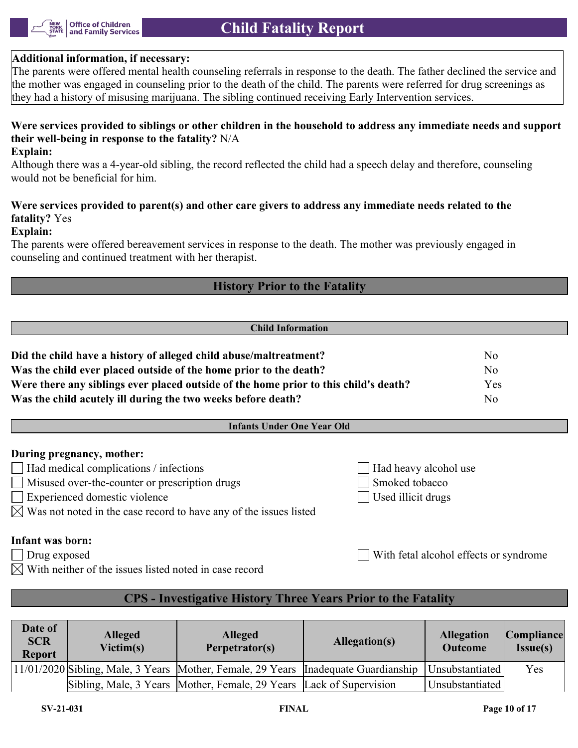**Additional information, if necessary:**
The parents were offered mental health counseling referrals in response to the death. The father declined the service and the mother was engaged in counseling prior to the death of the child. The parents were referred for drug screenings as they had a history of misusing marijuana. The sibling continued receiving Early Intervention services.

**Were services provided to siblings or other children in the household to address any immediate needs and support their well-being in response to the fatality?** N/A
**Explain:**
Although there was a 4-year-old sibling, the record reflected the child had a speech delay and therefore, counseling would not be beneficial for him.

**Were services provided to parent(s) and other care givers to address any immediate needs related to the fatality?** Yes
**Explain:**
The parents were offered bereavement services in response to the death. The mother was previously engaged in counseling and continued treatment with her therapist.

## History Prior to the Fatality

### Child Information

| | |
|---|---|
| **Did the child have a history of alleged child abuse/maltreatment?** | No |
| **Was the child ever placed outside of the home prior to the death?** | No |
| **Were there any siblings ever placed outside of the home prior to this child's death?** | Yes |
| **Was the child acutely ill during the two weeks before death?** | No |

### Infants Under One Year Old

**During pregnancy, mother:**

- ☐ Had medical complications / infections
- ☐ Had heavy alcohol use
- ☐ Misused over-the-counter or prescription drugs
- ☐ Smoked tobacco
- ☐ Experienced domestic violence
- ☐ Used illicit drugs
- ☒ Was not noted in the case record to have any of the issues listed

**Infant was born:**

- ☐ Drug exposed
- ☐ With fetal alcohol effects or syndrome
- ☒ With neither of the issues listed noted in case record

## CPS - Investigative History Three Years Prior to the Fatality

| Date of SCR Report | Alleged Victim(s) | Alleged Perpetrator(s) | Allegation(s) | Allegation Outcome | Compliance Issue(s) |
|---|---|---|---|---|---|
| 11/01/2020 | Sibling, Male, 3 Years | Mother, Female, 29 Years | Inadequate Guardianship | Unsubstantiated | Yes |
| | Sibling, Male, 3 Years | Mother, Female, 29 Years | Lack of Supervision | Unsubstantiated | |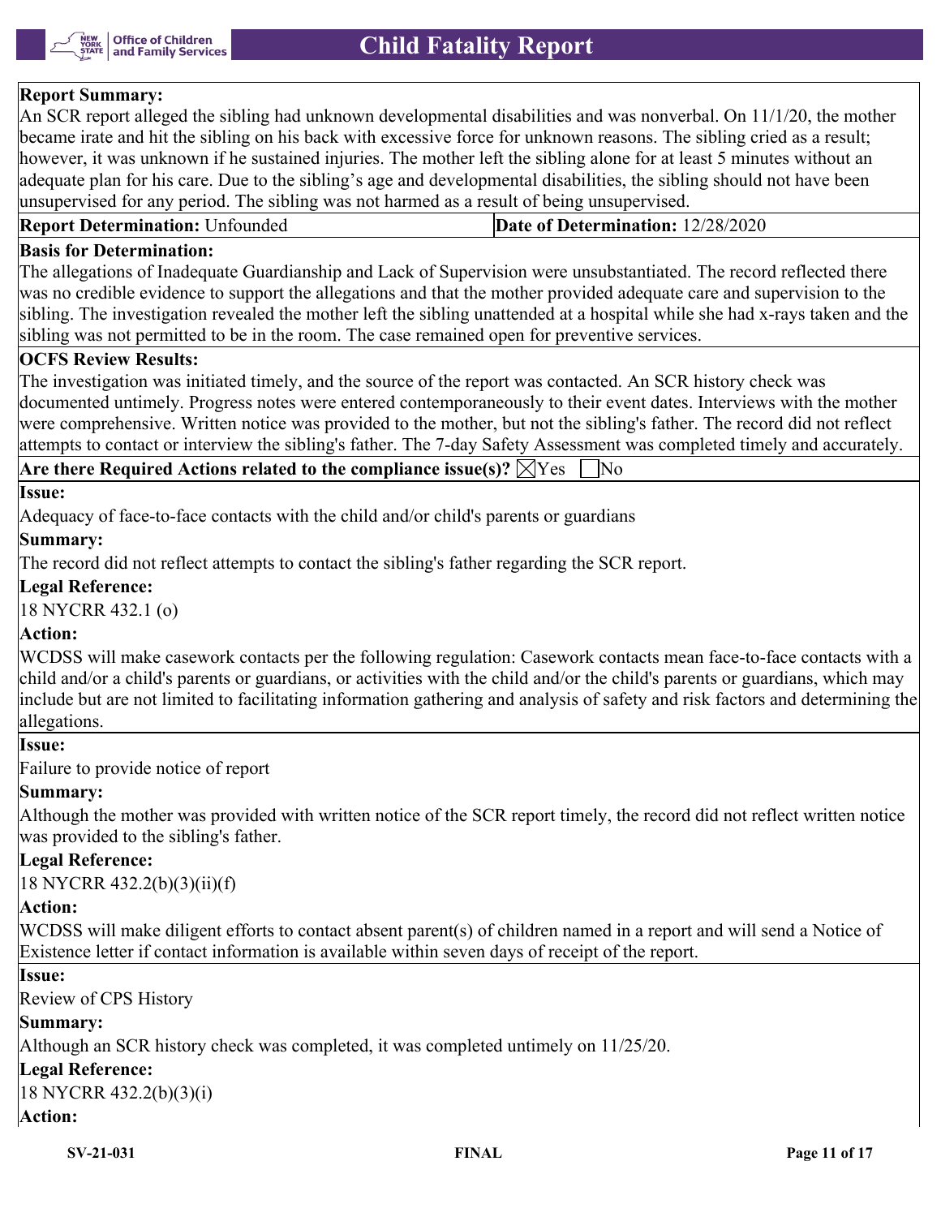**Report Summary:**

An SCR report alleged the sibling had unknown developmental disabilities and was nonverbal. On 11/1/20, the mother became irate and hit the sibling on his back with excessive force for unknown reasons. The sibling cried as a result; however, it was unknown if he sustained injuries. The mother left the sibling alone for at least 5 minutes without an adequate plan for his care. Due to the sibling's age and developmental disabilities, the sibling should not have been unsupervised for any period. The sibling was not harmed as a result of being unsupervised.

| **Report Determination:** Unfounded | **Date of Determination:** 12/28/2020 |
|---|---|

**Basis for Determination:**

The allegations of Inadequate Guardianship and Lack of Supervision were unsubstantiated. The record reflected there was no credible evidence to support the allegations and that the mother provided adequate care and supervision to the sibling. The investigation revealed the mother left the sibling unattended at a hospital while she had x-rays taken and the sibling was not permitted to be in the room. The case remained open for preventive services.

**OCFS Review Results:**

The investigation was initiated timely, and the source of the report was contacted. An SCR history check was documented untimely. Progress notes were entered contemporaneously to their event dates. Interviews with the mother were comprehensive. Written notice was provided to the mother, but not the sibling's father. The record did not reflect attempts to contact or interview the sibling's father. The 7-day Safety Assessment was completed timely and accurately.

**Are there Required Actions related to the compliance issue(s)?** ☒Yes ☐No

**Issue:**

Adequacy of face-to-face contacts with the child and/or child's parents or guardians

**Summary:**

The record did not reflect attempts to contact the sibling's father regarding the SCR report.

**Legal Reference:**

18 NYCRR 432.1 (o)

**Action:**

WCDSS will make casework contacts per the following regulation: Casework contacts mean face-to-face contacts with a child and/or a child's parents or guardians, or activities with the child and/or the child's parents or guardians, which may include but are not limited to facilitating information gathering and analysis of safety and risk factors and determining the allegations.

**Issue:**

Failure to provide notice of report

**Summary:**

Although the mother was provided with written notice of the SCR report timely, the record did not reflect written notice was provided to the sibling's father.

**Legal Reference:**

18 NYCRR 432.2(b)(3)(ii)(f)

**Action:**

WCDSS will make diligent efforts to contact absent parent(s) of children named in a report and will send a Notice of Existence letter if contact information is available within seven days of receipt of the report.

**Issue:**

Review of CPS History

**Summary:**

Although an SCR history check was completed, it was completed untimely on 11/25/20.

**Legal Reference:**

18 NYCRR 432.2(b)(3)(i)

**Action:**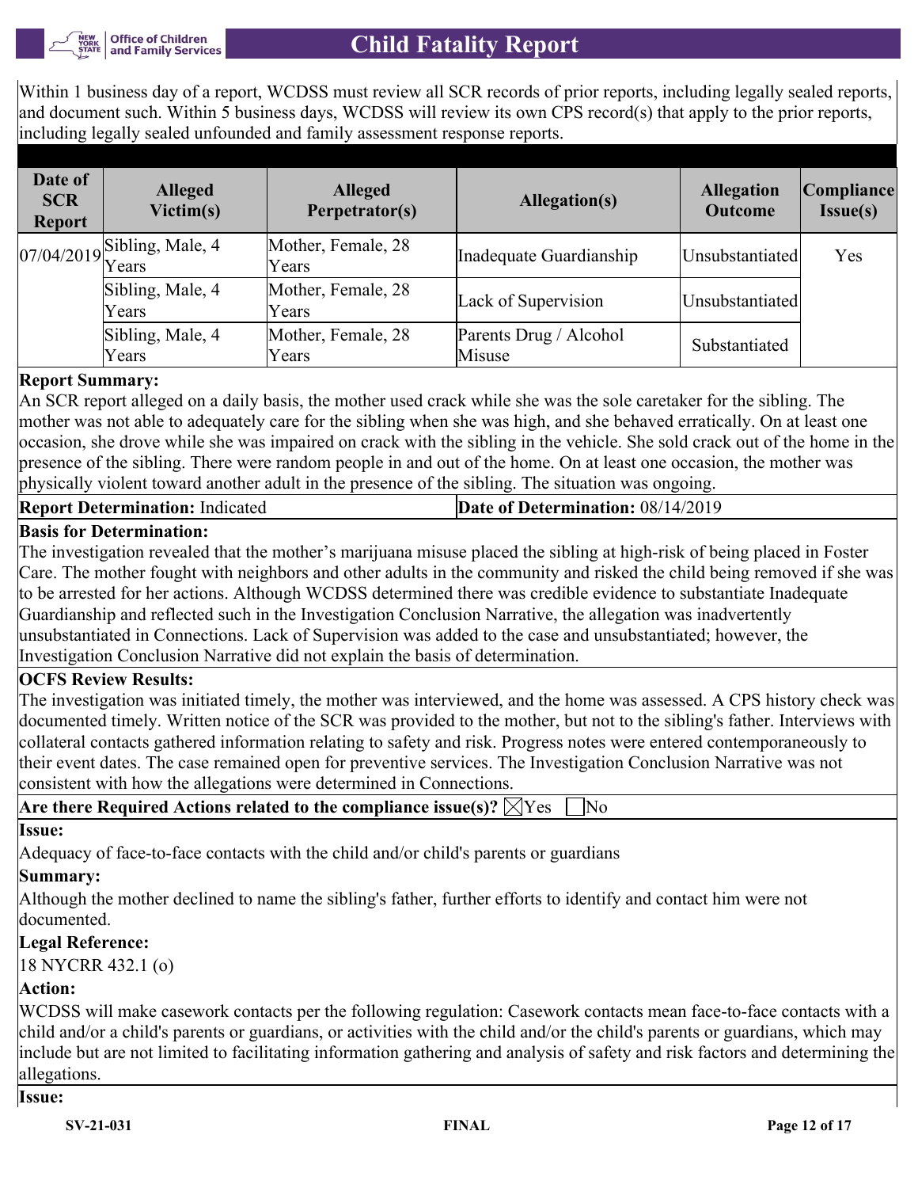Within 1 business day of a report, WCDSS must review all SCR records of prior reports, including legally sealed reports, and document such. Within 5 business days, WCDSS will review its own CPS record(s) that apply to the prior reports, including legally sealed unfounded and family assessment response reports.

| Date of SCR Report | Alleged Victim(s) | Alleged Perpetrator(s) | Allegation(s) | Allegation Outcome | Compliance Issue(s) |
|---|---|---|---|---|---|
| 07/04/2019 | Sibling, Male, 4 Years | Mother, Female, 28 Years | Inadequate Guardianship | Unsubstantiated | Yes |
| | Sibling, Male, 4 Years | Mother, Female, 28 Years | Lack of Supervision | Unsubstantiated | |
| | Sibling, Male, 4 Years | Mother, Female, 28 Years | Parents Drug / Alcohol Misuse | Substantiated | |

**Report Summary:**

An SCR report alleged on a daily basis, the mother used crack while she was the sole caretaker for the sibling. The mother was not able to adequately care for the sibling when she was high, and she behaved erratically. On at least one occasion, she drove while she was impaired on crack with the sibling in the vehicle. She sold crack out of the home in the presence of the sibling. There were random people in and out of the home. On at least one occasion, the mother was physically violent toward another adult in the presence of the sibling. The situation was ongoing.

**Report Determination:** Indicated

**Date of Determination:** 08/14/2019

**Basis for Determination:**

The investigation revealed that the mother's marijuana misuse placed the sibling at high-risk of being placed in Foster Care. The mother fought with neighbors and other adults in the community and risked the child being removed if she was to be arrested for her actions. Although WCDSS determined there was credible evidence to substantiate Inadequate Guardianship and reflected such in the Investigation Conclusion Narrative, the allegation was inadvertently unsubstantiated in Connections. Lack of Supervision was added to the case and unsubstantiated; however, the Investigation Conclusion Narrative did not explain the basis of determination.

**OCFS Review Results:**

The investigation was initiated timely, the mother was interviewed, and the home was assessed. A CPS history check was documented timely. Written notice of the SCR was provided to the mother, but not to the sibling's father. Interviews with collateral contacts gathered information relating to safety and risk. Progress notes were entered contemporaneously to their event dates. The case remained open for preventive services. The Investigation Conclusion Narrative was not consistent with how the allegations were determined in Connections.

**Are there Required Actions related to the compliance issue(s)?** ☒Yes ☐No

**Issue:**

Adequacy of face-to-face contacts with the child and/or child's parents or guardians

**Summary:**

Although the mother declined to name the sibling's father, further efforts to identify and contact him were not documented.

**Legal Reference:**

18 NYCRR 432.1 (o)

**Action:**

WCDSS will make casework contacts per the following regulation: Casework contacts mean face-to-face contacts with a child and/or a child's parents or guardians, or activities with the child and/or the child's parents or guardians, which may include but are not limited to facilitating information gathering and analysis of safety and risk factors and determining the allegations.

**Issue:**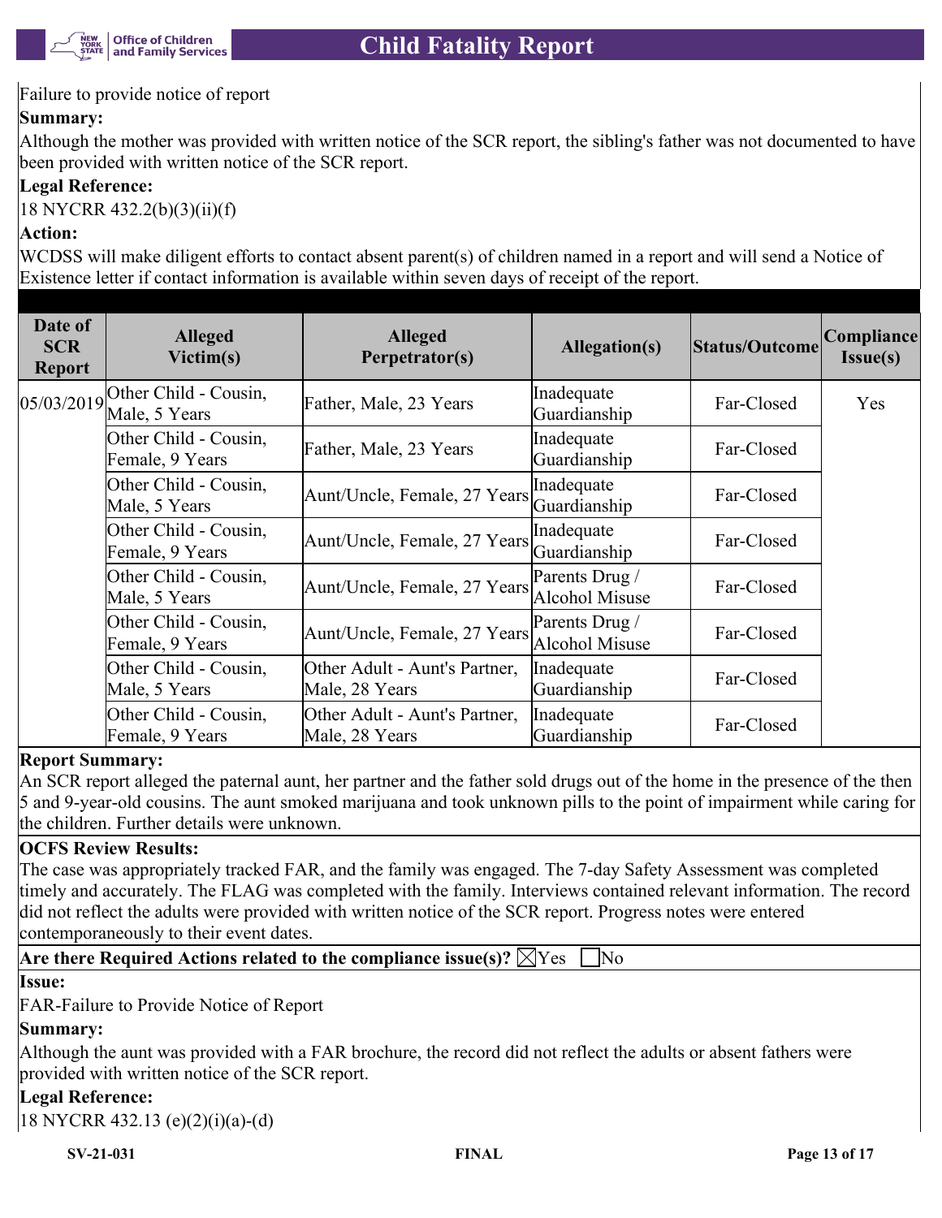Failure to provide notice of report

**Summary:**

Although the mother was provided with written notice of the SCR report, the sibling's father was not documented to have been provided with written notice of the SCR report.

**Legal Reference:**

18 NYCRR 432.2(b)(3)(ii)(f)

**Action:**

WCDSS will make diligent efforts to contact absent parent(s) of children named in a report and will send a Notice of Existence letter if contact information is available within seven days of receipt of the report.

| Date of SCR Report | Alleged Victim(s) | Alleged Perpetrator(s) | Allegation(s) | Status/Outcome | Compliance Issue(s) |
|---|---|---|---|---|---|
| 05/03/2019 | Other Child - Cousin, Male, 5 Years | Father, Male, 23 Years | Inadequate Guardianship | Far-Closed | Yes |
| | Other Child - Cousin, Female, 9 Years | Father, Male, 23 Years | Inadequate Guardianship | Far-Closed | |
| | Other Child - Cousin, Male, 5 Years | Aunt/Uncle, Female, 27 Years | Inadequate Guardianship | Far-Closed | |
| | Other Child - Cousin, Female, 9 Years | Aunt/Uncle, Female, 27 Years | Inadequate Guardianship | Far-Closed | |
| | Other Child - Cousin, Male, 5 Years | Aunt/Uncle, Female, 27 Years | Parents Drug / Alcohol Misuse | Far-Closed | |
| | Other Child - Cousin, Female, 9 Years | Aunt/Uncle, Female, 27 Years | Parents Drug / Alcohol Misuse | Far-Closed | |
| | Other Child - Cousin, Male, 5 Years | Other Adult - Aunt's Partner, Male, 28 Years | Inadequate Guardianship | Far-Closed | |
| | Other Child - Cousin, Female, 9 Years | Other Adult - Aunt's Partner, Male, 28 Years | Inadequate Guardianship | Far-Closed | |

**Report Summary:**

An SCR report alleged the paternal aunt, her partner and the father sold drugs out of the home in the presence of the then 5 and 9-year-old cousins. The aunt smoked marijuana and took unknown pills to the point of impairment while caring for the children. Further details were unknown.

**OCFS Review Results:**

The case was appropriately tracked FAR, and the family was engaged. The 7-day Safety Assessment was completed timely and accurately. The FLAG was completed with the family. Interviews contained relevant information. The record did not reflect the adults were provided with written notice of the SCR report. Progress notes were entered contemporaneously to their event dates.

**Are there Required Actions related to the compliance issue(s)?** ☒Yes ☐No

**Issue:**

FAR-Failure to Provide Notice of Report

**Summary:**

Although the aunt was provided with a FAR brochure, the record did not reflect the adults or absent fathers were provided with written notice of the SCR report.

**Legal Reference:**

18 NYCRR 432.13 (e)(2)(i)(a)-(d)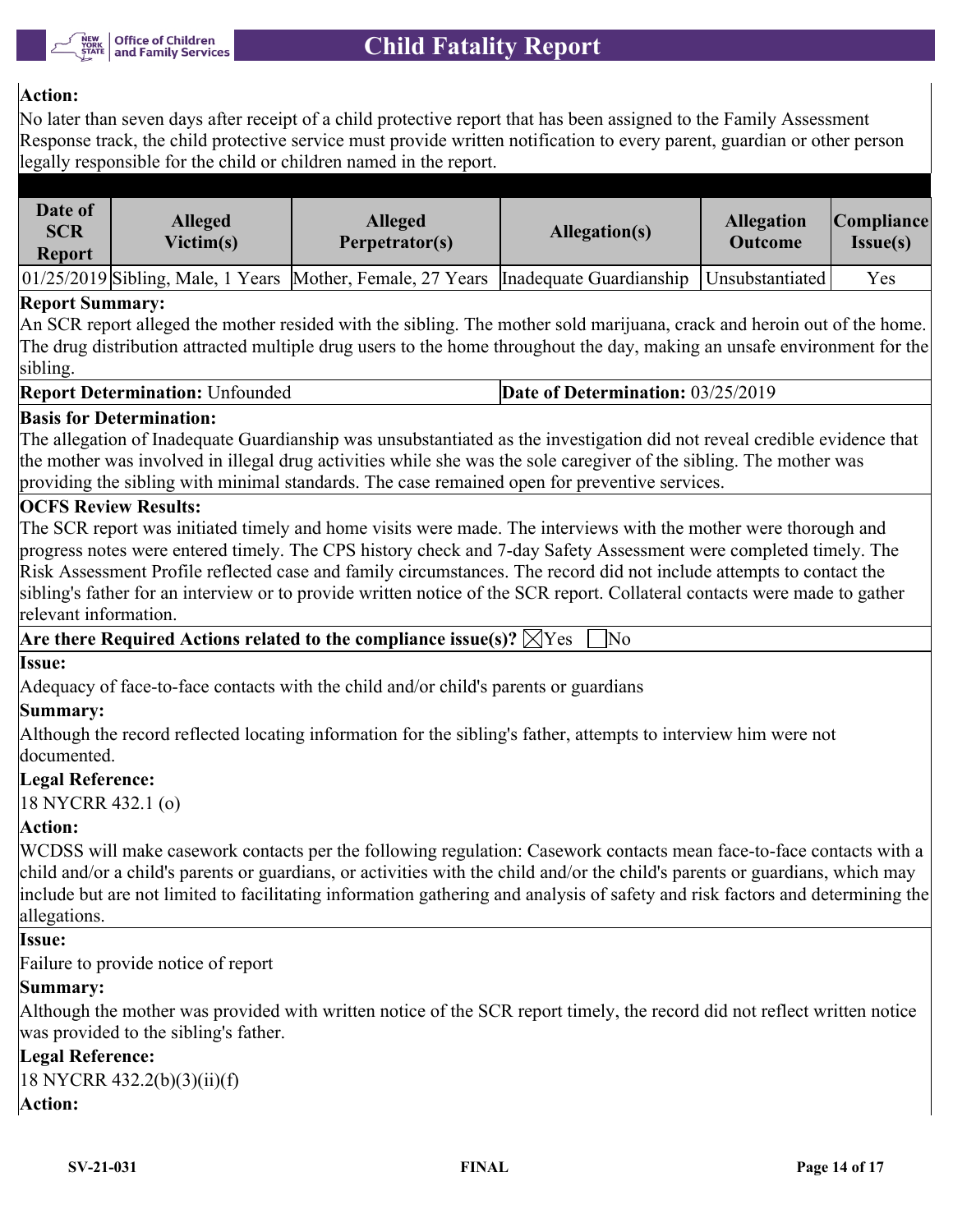**Action:**

No later than seven days after receipt of a child protective report that has been assigned to the Family Assessment Response track, the child protective service must provide written notification to every parent, guardian or other person legally responsible for the child or children named in the report.

| Date of SCR Report | Alleged Victim(s) | Alleged Perpetrator(s) | Allegation(s) | Allegation Outcome | Compliance Issue(s) |
|---|---|---|---|---|---|
| 01/25/2019 | Sibling, Male, 1 Years | Mother, Female, 27 Years | Inadequate Guardianship | Unsubstantiated | Yes |

**Report Summary:**

An SCR report alleged the mother resided with the sibling. The mother sold marijuana, crack and heroin out of the home. The drug distribution attracted multiple drug users to the home throughout the day, making an unsafe environment for the sibling.

**Report Determination:** Unfounded | **Date of Determination:** 03/25/2019

**Basis for Determination:**

The allegation of Inadequate Guardianship was unsubstantiated as the investigation did not reveal credible evidence that the mother was involved in illegal drug activities while she was the sole caregiver of the sibling. The mother was providing the sibling with minimal standards. The case remained open for preventive services.

**OCFS Review Results:**

The SCR report was initiated timely and home visits were made. The interviews with the mother were thorough and progress notes were entered timely. The CPS history check and 7-day Safety Assessment were completed timely. The Risk Assessment Profile reflected case and family circumstances. The record did not include attempts to contact the sibling's father for an interview or to provide written notice of the SCR report. Collateral contacts were made to gather relevant information.

**Are there Required Actions related to the compliance issue(s)?** ☒Yes ☐No

**Issue:**

Adequacy of face-to-face contacts with the child and/or child's parents or guardians

**Summary:**

Although the record reflected locating information for the sibling's father, attempts to interview him were not documented.

**Legal Reference:**

18 NYCRR 432.1 (o)

**Action:**

WCDSS will make casework contacts per the following regulation: Casework contacts mean face-to-face contacts with a child and/or a child's parents or guardians, or activities with the child and/or the child's parents or guardians, which may include but are not limited to facilitating information gathering and analysis of safety and risk factors and determining the allegations.

**Issue:**

Failure to provide notice of report

**Summary:**

Although the mother was provided with written notice of the SCR report timely, the record did not reflect written notice was provided to the sibling's father.

**Legal Reference:**

18 NYCRR 432.2(b)(3)(ii)(f)

**Action:**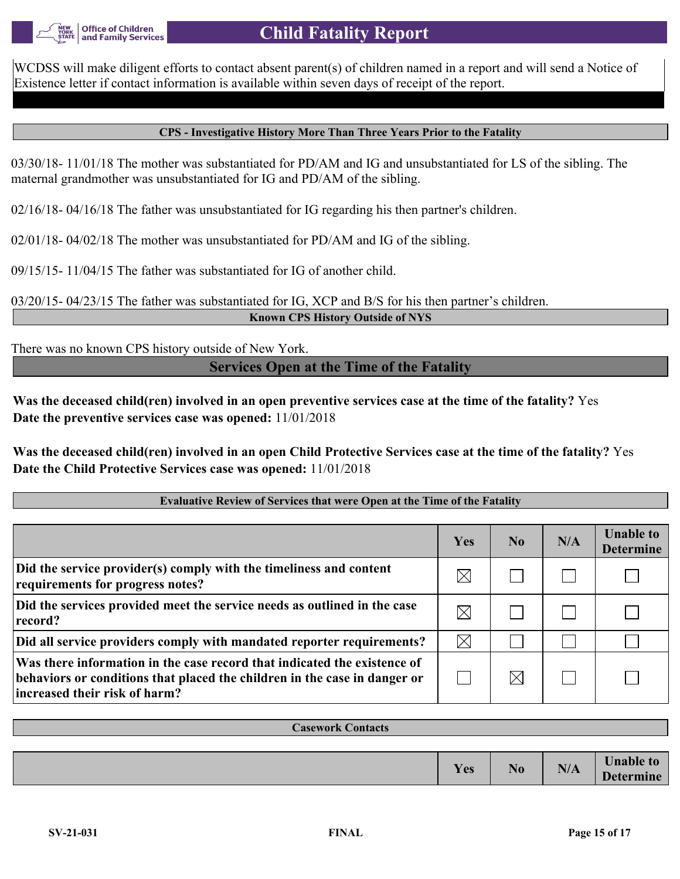WCDSS will make diligent efforts to contact absent parent(s) of children named in a report and will send a Notice of Existence letter if contact information is available within seven days of receipt of the report.

### CPS - Investigative History More Than Three Years Prior to the Fatality

03/30/18- 11/01/18 The mother was substantiated for PD/AM and IG and unsubstantiated for LS of the sibling. The maternal grandmother was unsubstantiated for IG and PD/AM of the sibling.

02/16/18- 04/16/18 The father was unsubstantiated for IG regarding his then partner's children.

02/01/18- 04/02/18 The mother was unsubstantiated for PD/AM and IG of the sibling.

09/15/15- 11/04/15 The father was substantiated for IG of another child.

03/20/15- 04/23/15 The father was substantiated for IG, XCP and B/S for his then partner's children.

### Known CPS History Outside of NYS

There was no known CPS history outside of New York.

## Services Open at the Time of the Fatality

**Was the deceased child(ren) involved in an open preventive services case at the time of the fatality?** Yes
**Date the preventive services case was opened:** 11/01/2018

**Was the deceased child(ren) involved in an open Child Protective Services case at the time of the fatality?** Yes
**Date the Child Protective Services case was opened:** 11/01/2018

### Evaluative Review of Services that were Open at the Time of the Fatality

| | Yes | No | N/A | Unable to Determine |
|---|---|---|---|---|
| **Did the service provider(s) comply with the timeliness and content requirements for progress notes?** | ☒ | ☐ | ☐ | ☐ |
| **Did the services provided meet the service needs as outlined in the case record?** | ☒ | ☐ | ☐ | ☐ |
| **Did all service providers comply with mandated reporter requirements?** | ☒ | ☐ | ☐ | ☐ |
| **Was there information in the case record that indicated the existence of behaviors or conditions that placed the children in the case in danger or increased their risk of harm?** | ☐ | ☒ | ☐ | ☐ |

### Casework Contacts

| | Yes | No | N/A | Unable to Determine |
|---|---|---|---|---|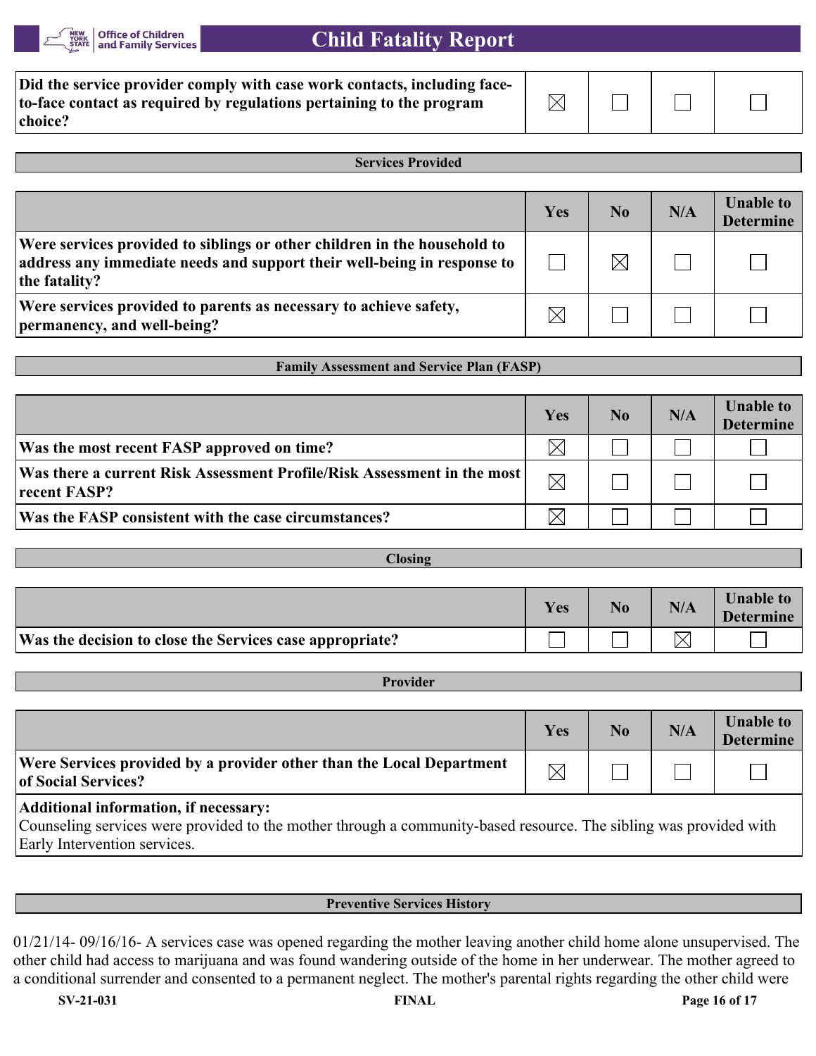| | | | | |
|---|---|---|---|---|
| **Did the service provider comply with case work contacts, including face-to-face contact as required by regulations pertaining to the program choice?** | ☒ | ☐ | ☐ | ☐ |

**Services Provided**

| | Yes | No | N/A | Unable to Determine |
|---|---|---|---|---|
| **Were services provided to siblings or other children in the household to address any immediate needs and support their well-being in response to the fatality?** | ☐ | ☒ | ☐ | ☐ |
| **Were services provided to parents as necessary to achieve safety, permanency, and well-being?** | ☒ | ☐ | ☐ | ☐ |

**Family Assessment and Service Plan (FASP)**

| | Yes | No | N/A | Unable to Determine |
|---|---|---|---|---|
| **Was the most recent FASP approved on time?** | ☒ | ☐ | ☐ | ☐ |
| **Was there a current Risk Assessment Profile/Risk Assessment in the most recent FASP?** | ☒ | ☐ | ☐ | ☐ |
| **Was the FASP consistent with the case circumstances?** | ☒ | ☐ | ☐ | ☐ |

**Closing**

| | Yes | No | N/A | Unable to Determine |
|---|---|---|---|---|
| **Was the decision to close the Services case appropriate?** | ☐ | ☐ | ☒ | ☐ |

**Provider**

| | Yes | No | N/A | Unable to Determine |
|---|---|---|---|---|
| **Were Services provided by a provider other than the Local Department of Social Services?** | ☒ | ☐ | ☐ | ☐ |

**Additional information, if necessary:**
Counseling services were provided to the mother through a community-based resource. The sibling was provided with Early Intervention services.

**Preventive Services History**

01/21/14- 09/16/16- A services case was opened regarding the mother leaving another child home alone unsupervised. The other child had access to marijuana and was found wandering outside of the home in her underwear. The mother agreed to a conditional surrender and consented to a permanent neglect. The mother's parental rights regarding the other child were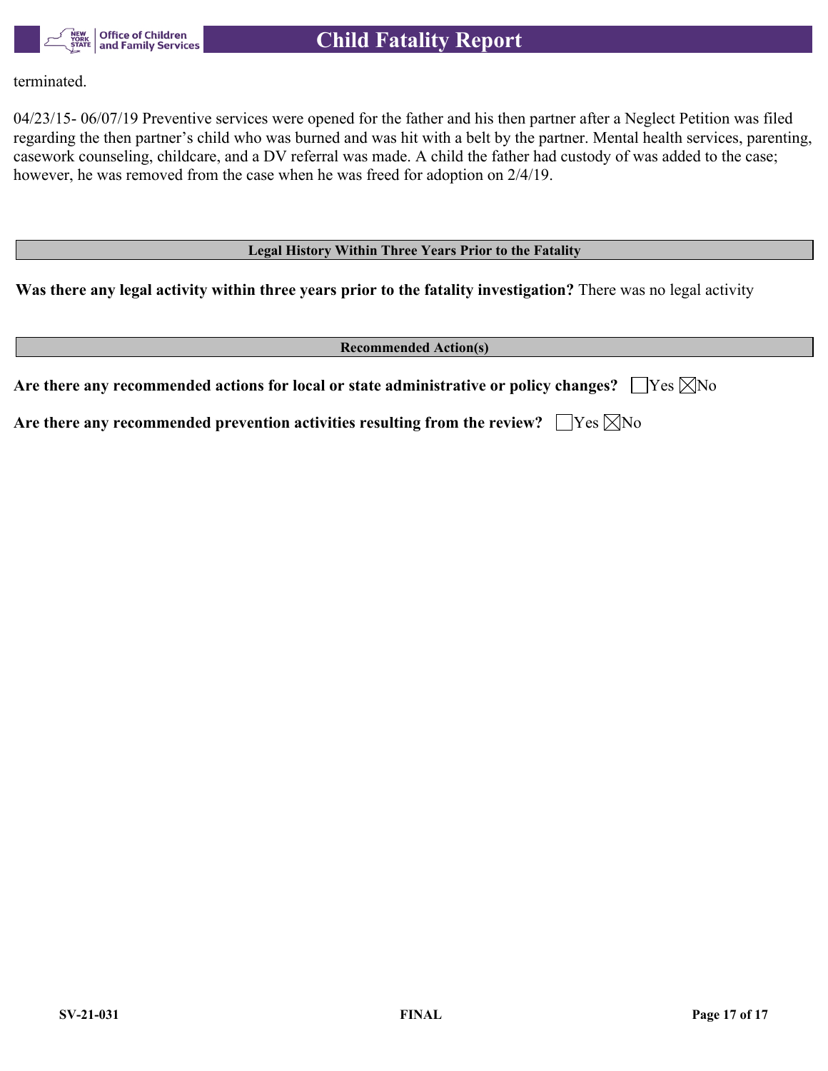terminated.

04/23/15- 06/07/19 Preventive services were opened for the father and his then partner after a Neglect Petition was filed regarding the then partner's child who was burned and was hit with a belt by the partner. Mental health services, parenting, casework counseling, childcare, and a DV referral was made. A child the father had custody of was added to the case; however, he was removed from the case when he was freed for adoption on 2/4/19.

## Legal History Within Three Years Prior to the Fatality

**Was there any legal activity within three years prior to the fatality investigation?** There was no legal activity

## Recommended Action(s)

**Are there any recommended actions for local or state administrative or policy changes?** ☐Yes ☒No

**Are there any recommended prevention activities resulting from the review?** ☐Yes ☒No